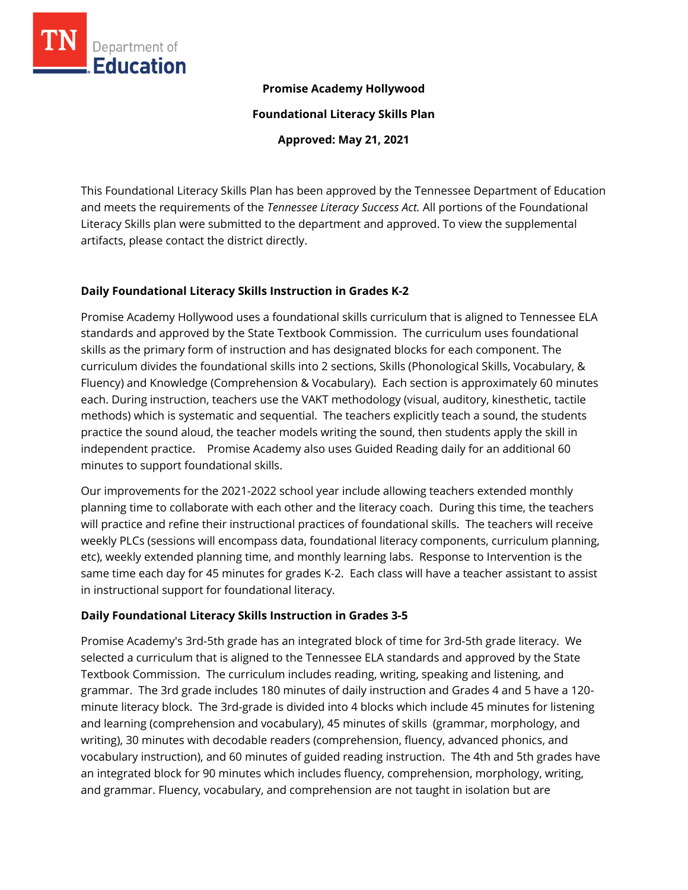**Promise Academy Hollywood**

**Foundational Literacy Skills Plan**

**Approved: May 21, 2021**

This Foundational Literacy Skills Plan has been approved by the Tennessee Department of Education and meets the requirements of the *Tennessee Literacy Success Act.* All portions of the Foundational Literacy Skills plan were submitted to the department and approved. To view the supplemental artifacts, please contact the district directly.

## Daily Foundational Literacy Skills Instruction in Grades K-2

Promise Academy Hollywood uses a foundational skills curriculum that is aligned to Tennessee ELA standards and approved by the State Textbook Commission. The curriculum uses foundational skills as the primary form of instruction and has designated blocks for each component. The curriculum divides the foundational skills into 2 sections, Skills (Phonological Skills, Vocabulary, & Fluency) and Knowledge (Comprehension & Vocabulary). Each section is approximately 60 minutes each. During instruction, teachers use the VAKT methodology (visual, auditory, kinesthetic, tactile methods) which is systematic and sequential. The teachers explicitly teach a sound, the students practice the sound aloud, the teacher models writing the sound, then students apply the skill in independent practice. Promise Academy also uses Guided Reading daily for an additional 60 minutes to support foundational skills.

Our improvements for the 2021-2022 school year include allowing teachers extended monthly planning time to collaborate with each other and the literacy coach. During this time, the teachers will practice and refine their instructional practices of foundational skills. The teachers will receive weekly PLCs (sessions will encompass data, foundational literacy components, curriculum planning, etc), weekly extended planning time, and monthly learning labs. Response to Intervention is the same time each day for 45 minutes for grades K-2. Each class will have a teacher assistant to assist in instructional support for foundational literacy.

## Daily Foundational Literacy Skills Instruction in Grades 3-5

Promise Academy's 3rd-5th grade has an integrated block of time for 3rd-5th grade literacy. We selected a curriculum that is aligned to the Tennessee ELA standards and approved by the State Textbook Commission. The curriculum includes reading, writing, speaking and listening, and grammar. The 3rd grade includes 180 minutes of daily instruction and Grades 4 and 5 have a 120-minute literacy block. The 3rd-grade is divided into 4 blocks which include 45 minutes for listening and learning (comprehension and vocabulary), 45 minutes of skills (grammar, morphology, and writing), 30 minutes with decodable readers (comprehension, fluency, advanced phonics, and vocabulary instruction), and 60 minutes of guided reading instruction. The 4th and 5th grades have an integrated block for 90 minutes which includes fluency, comprehension, morphology, writing, and grammar. Fluency, vocabulary, and comprehension are not taught in isolation but are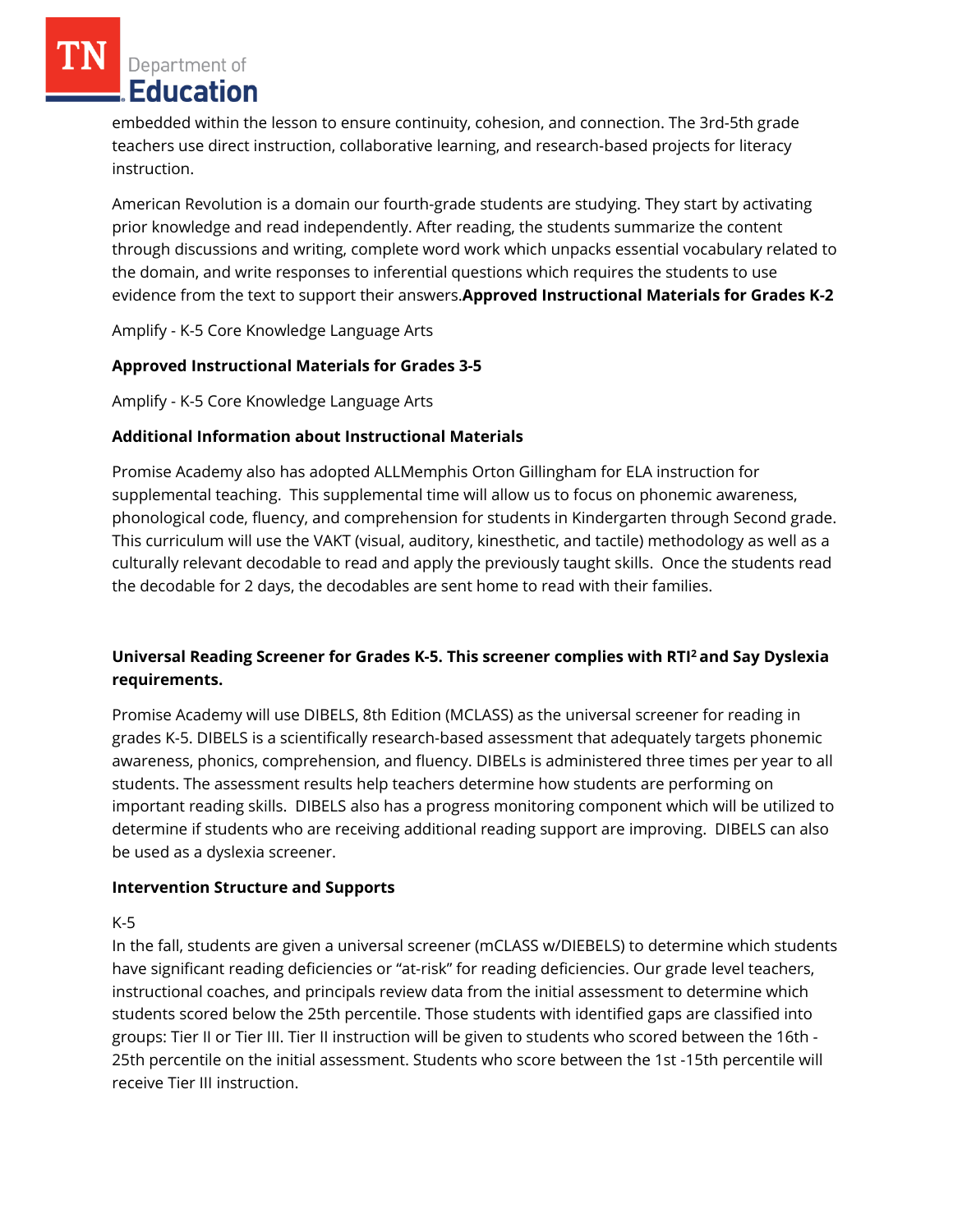embedded within the lesson to ensure continuity, cohesion, and connection. The 3rd-5th grade teachers use direct instruction, collaborative learning, and research-based projects for literacy instruction.

American Revolution is a domain our fourth-grade students are studying. They start by activating prior knowledge and read independently. After reading, the students summarize the content through discussions and writing, complete word work which unpacks essential vocabulary related to the domain, and write responses to inferential questions which requires the students to use evidence from the text to support their answers.

**Approved Instructional Materials for Grades K-2**

Amplify - K-5 Core Knowledge Language Arts

**Approved Instructional Materials for Grades 3-5**

Amplify - K-5 Core Knowledge Language Arts

**Additional Information about Instructional Materials**

Promise Academy also has adopted ALLMemphis Orton Gillingham for ELA instruction for supplemental teaching. This supplemental time will allow us to focus on phonemic awareness, phonological code, fluency, and comprehension for students in Kindergarten through Second grade. This curriculum will use the VAKT (visual, auditory, kinesthetic, and tactile) methodology as well as a culturally relevant decodable to read and apply the previously taught skills. Once the students read the decodable for 2 days, the decodables are sent home to read with their families.

**Universal Reading Screener for Grades K-5. This screener complies with RTI² and Say Dyslexia requirements.**

Promise Academy will use DIBELS, 8th Edition (MCLASS) as the universal screener for reading in grades K-5. DIBELS is a scientifically research-based assessment that adequately targets phonemic awareness, phonics, comprehension, and fluency. DIBELs is administered three times per year to all students. The assessment results help teachers determine how students are performing on important reading skills. DIBELS also has a progress monitoring component which will be utilized to determine if students who are receiving additional reading support are improving. DIBELS can also be used as a dyslexia screener.

**Intervention Structure and Supports**

K-5

In the fall, students are given a universal screener (mCLASS w/DIEBELS) to determine which students have significant reading deficiencies or "at-risk" for reading deficiencies. Our grade level teachers, instructional coaches, and principals review data from the initial assessment to determine which students scored below the 25th percentile. Those students with identified gaps are classified into groups: Tier II or Tier III. Tier II instruction will be given to students who scored between the 16th - 25th percentile on the initial assessment. Students who score between the 1st -15th percentile will receive Tier III instruction.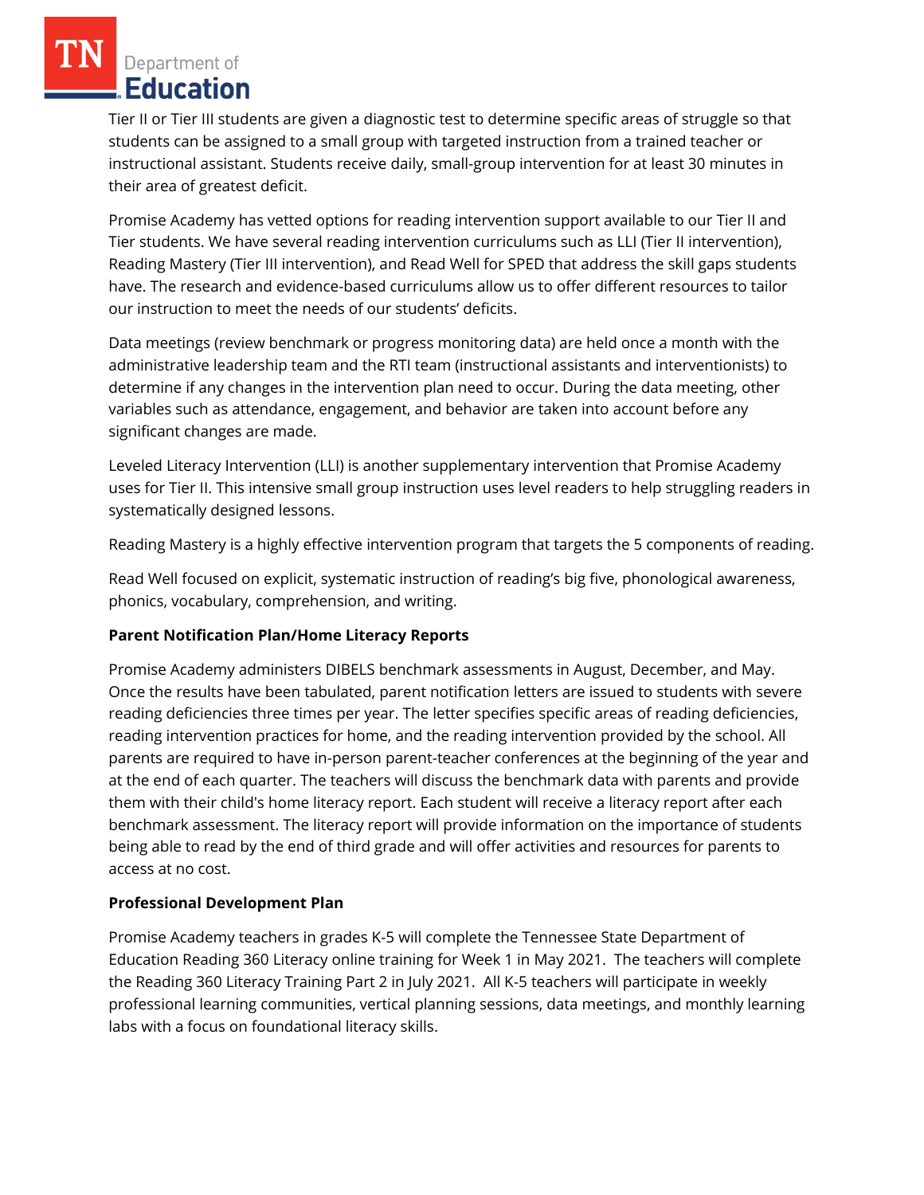Tier II or Tier III students are given a diagnostic test to determine specific areas of struggle so that students can be assigned to a small group with targeted instruction from a trained teacher or instructional assistant. Students receive daily, small-group intervention for at least 30 minutes in their area of greatest deficit.

Promise Academy has vetted options for reading intervention support available to our Tier II and Tier students. We have several reading intervention curriculums such as LLI (Tier II intervention), Reading Mastery (Tier III intervention), and Read Well for SPED that address the skill gaps students have. The research and evidence-based curriculums allow us to offer different resources to tailor our instruction to meet the needs of our students' deficits.

Data meetings (review benchmark or progress monitoring data) are held once a month with the administrative leadership team and the RTI team (instructional assistants and interventionists) to determine if any changes in the intervention plan need to occur. During the data meeting, other variables such as attendance, engagement, and behavior are taken into account before any significant changes are made.

Leveled Literacy Intervention (LLI) is another supplementary intervention that Promise Academy uses for Tier II. This intensive small group instruction uses level readers to help struggling readers in systematically designed lessons.

Reading Mastery is a highly effective intervention program that targets the 5 components of reading.

Read Well focused on explicit, systematic instruction of reading's big five, phonological awareness, phonics, vocabulary, comprehension, and writing.

**Parent Notification Plan/Home Literacy Reports**

Promise Academy administers DIBELS benchmark assessments in August, December, and May. Once the results have been tabulated, parent notification letters are issued to students with severe reading deficiencies three times per year. The letter specifies specific areas of reading deficiencies, reading intervention practices for home, and the reading intervention provided by the school. All parents are required to have in-person parent-teacher conferences at the beginning of the year and at the end of each quarter. The teachers will discuss the benchmark data with parents and provide them with their child's home literacy report. Each student will receive a literacy report after each benchmark assessment. The literacy report will provide information on the importance of students being able to read by the end of third grade and will offer activities and resources for parents to access at no cost.

**Professional Development Plan**

Promise Academy teachers in grades K-5 will complete the Tennessee State Department of Education Reading 360 Literacy online training for Week 1 in May 2021. The teachers will complete the Reading 360 Literacy Training Part 2 in July 2021. All K-5 teachers will participate in weekly professional learning communities, vertical planning sessions, data meetings, and monthly learning labs with a focus on foundational literacy skills.